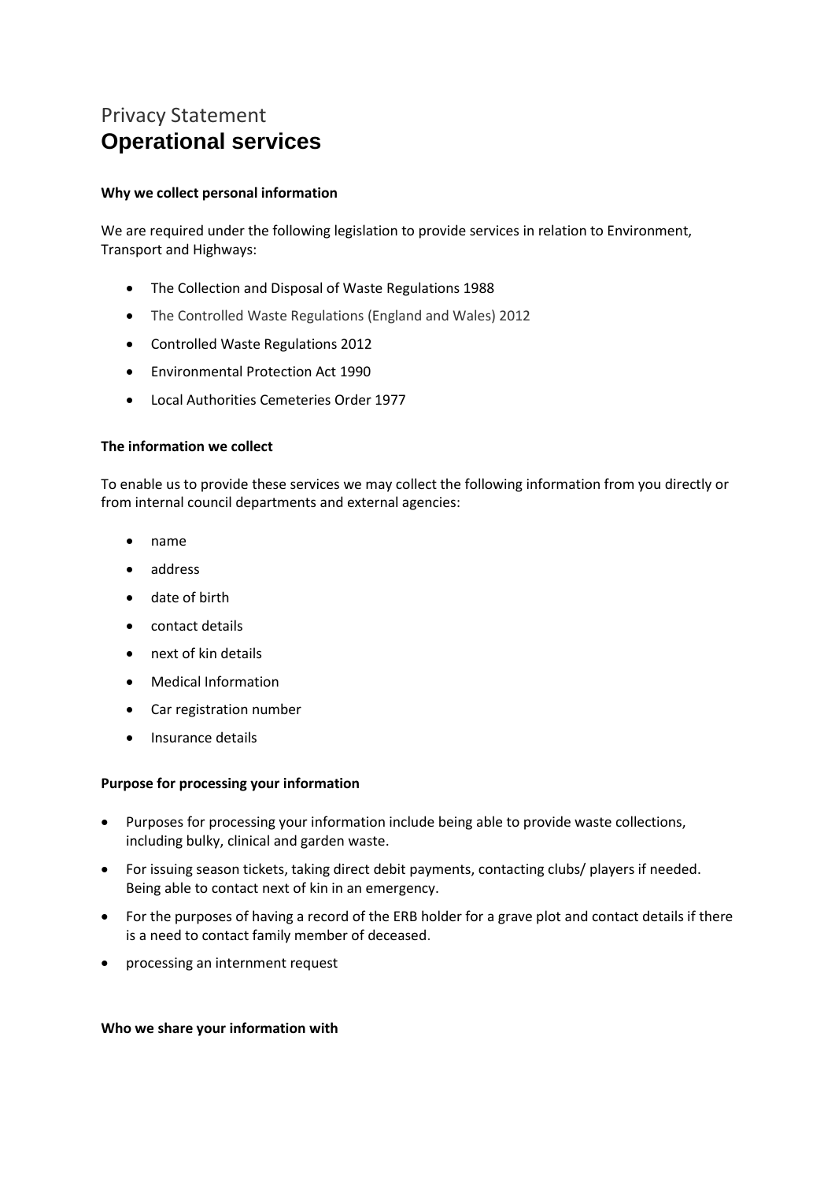# Privacy Statement
## Operational services

**Why we collect personal information**

We are required under the following legislation to provide services in relation to Environment, Transport and Highways:

- The Collection and Disposal of Waste Regulations 1988
- The Controlled Waste Regulations (England and Wales) 2012
- Controlled Waste Regulations 2012
- Environmental Protection Act 1990
- Local Authorities Cemeteries Order 1977

**The information we collect**

To enable us to provide these services we may collect the following information from you directly or from internal council departments and external agencies:

- name
- address
- date of birth
- contact details
- next of kin details
- Medical Information
- Car registration number
- Insurance details

**Purpose for processing your information**

- Purposes for processing your information include being able to provide waste collections, including bulky, clinical and garden waste.
- For issuing season tickets, taking direct debit payments, contacting clubs/ players if needed. Being able to contact next of kin in an emergency.
- For the purposes of having a record of the ERB holder for a grave plot and contact details if there is a need to contact family member of deceased.
- processing an internment request

**Who we share your information with**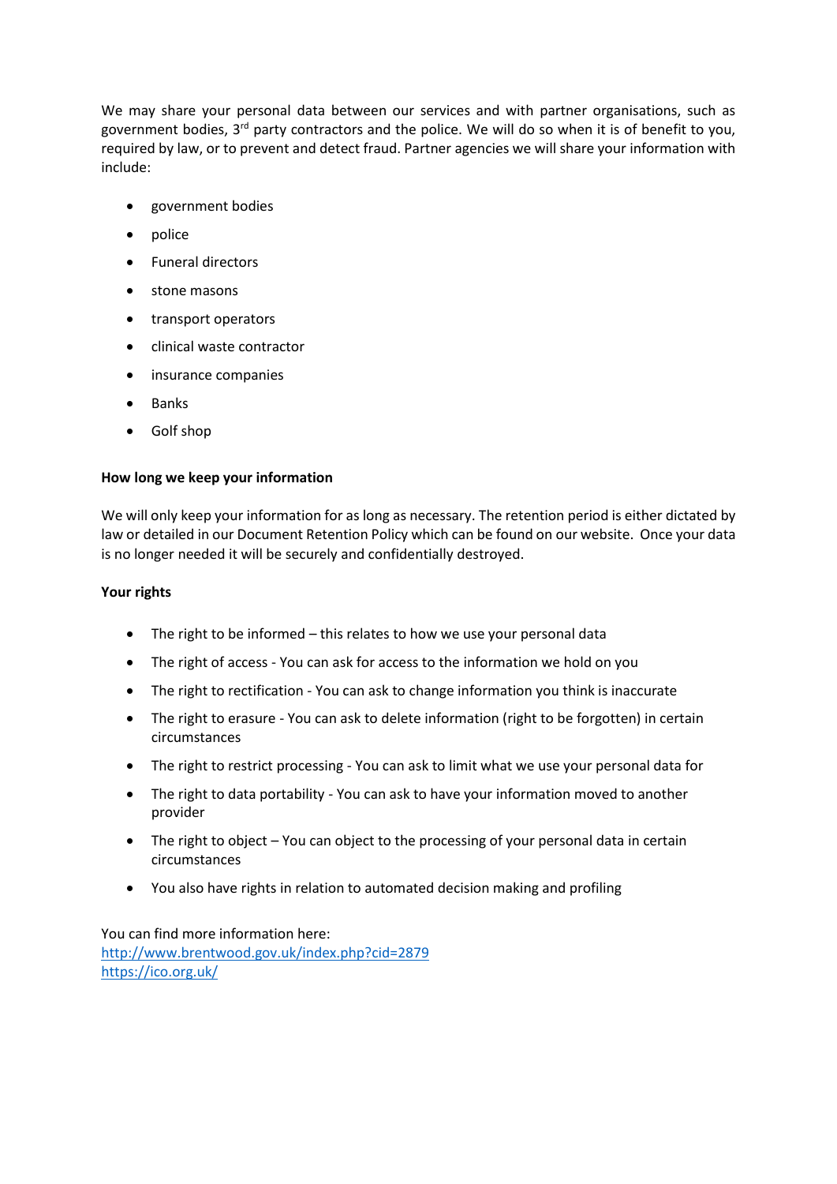We may share your personal data between our services and with partner organisations, such as government bodies, 3[rd] party contractors and the police. We will do so when it is of benefit to you, required by law, or to prevent and detect fraud. Partner agencies we will share your information with include:

- government bodies
- police
- Funeral directors
- stone masons
- transport operators
- clinical waste contractor
- insurance companies
- Banks
- Golf shop

**How long we keep your information**

We will only keep your information for as long as necessary. The retention period is either dictated by law or detailed in our Document Retention Policy which can be found on our website. Once your data is no longer needed it will be securely and confidentially destroyed.

**Your rights**

- The right to be informed – this relates to how we use your personal data
- The right of access - You can ask for access to the information we hold on you
- The right to rectification - You can ask to change information you think is inaccurate
- The right to erasure - You can ask to delete information (right to be forgotten) in certain circumstances
- The right to restrict processing - You can ask to limit what we use your personal data for
- The right to data portability - You can ask to have your information moved to another provider
- The right to object – You can object to the processing of your personal data in certain circumstances
- You also have rights in relation to automated decision making and profiling

You can find more information here:
[http://www.brentwood.gov.uk/index.php?cid=2879](http://www.brentwood.gov.uk/index.php?cid=2879)
[https://ico.org.uk/](https://ico.org.uk/)